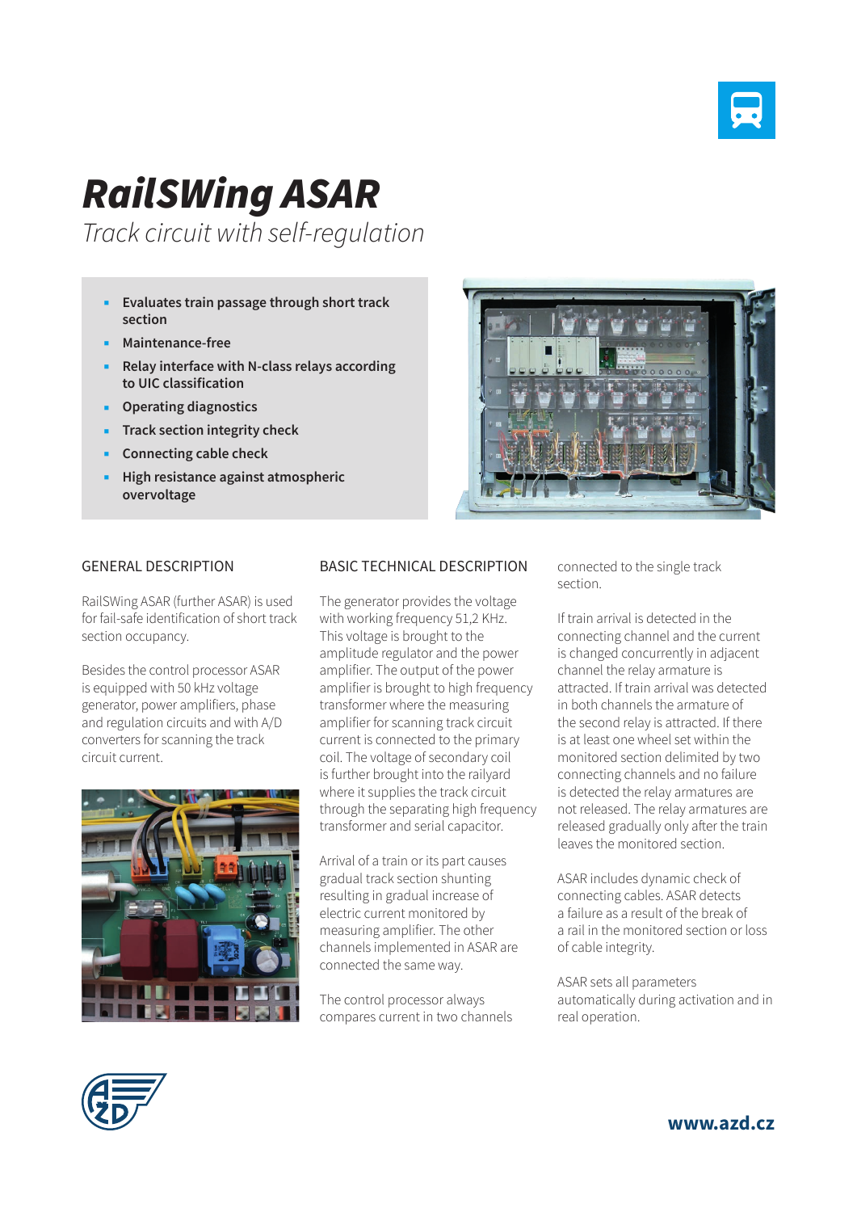# RailSWing ASAR

*Track circuit with self-regulation*

- **Evaluates train passage through short track section**
- **Maintenance-free**
- **Relay interface with N-class relays according to UIC classification**
- **Operating diagnostics**
- **Track section integrity check**
- **Connecting cable check**
- **High resistance against atmospheric overvoltage**

## GENERAL DESCRIPTION

RailSWing ASAR (further ASAR) is used for fail-safe identification of short track section occupancy.

Besides the control processor ASAR is equipped with 50 kHz voltage generator, power amplifiers, phase and regulation circuits and with A/D converters for scanning the track circuit current.

## BASIC TECHNICAL DESCRIPTION

The generator provides the voltage with working frequency 51,2 KHz. This voltage is brought to the amplitude regulator and the power amplifier. The output of the power amplifier is brought to high frequency transformer where the measuring amplifier for scanning track circuit current is connected to the primary coil. The voltage of secondary coil is further brought into the railyard where it supplies the track circuit through the separating high frequency transformer and serial capacitor.

Arrival of a train or its part causes gradual track section shunting resulting in gradual increase of electric current monitored by measuring amplifier. The other channels implemented in ASAR are connected the same way.

The control processor always compares current in two channels connected to the single track section.

If train arrival is detected in the connecting channel and the current is changed concurrently in adjacent channel the relay armature is attracted. If train arrival was detected in both channels the armature of the second relay is attracted. If there is at least one wheel set within the monitored section delimited by two connecting channels and no failure is detected the relay armatures are not released. The relay armatures are released gradually only after the train leaves the monitored section.

ASAR includes dynamic check of connecting cables. ASAR detects a failure as a result of the break of a rail in the monitored section or loss of cable integrity.

ASAR sets all parameters automatically during activation and in real operation.

www.azd.cz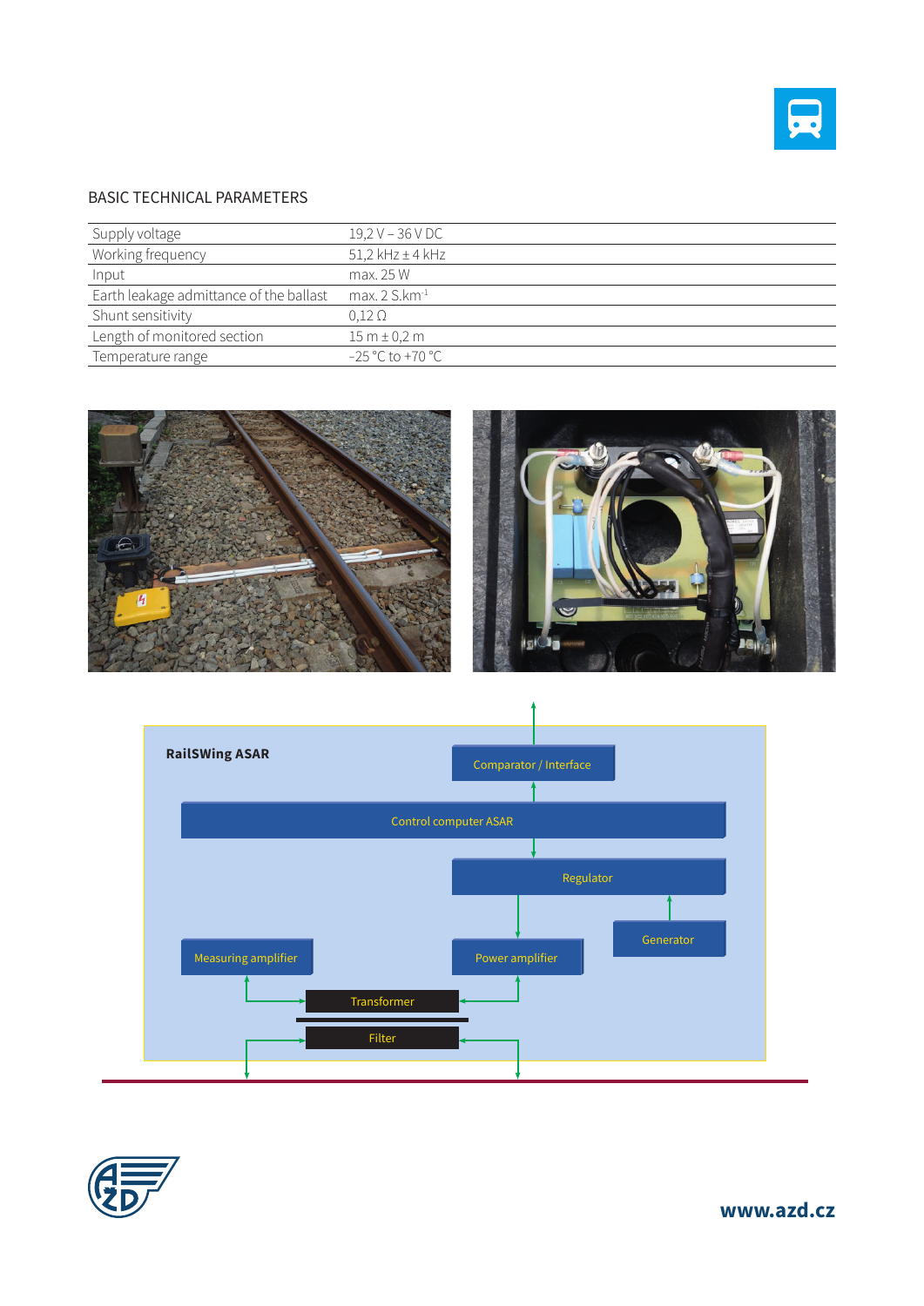## BASIC TECHNICAL PARAMETERS

| | |
|---|---|
| Supply voltage | 19,2 V – 36 V DC |
| Working frequency | 51,2 kHz ± 4 kHz |
| Input | max. 25 W |
| Earth leakage admittance of the ballast | max. 2 S.km$^{-1}$ |
| Shunt sensitivity | 0,12 Ω |
| Length of monitored section | 15 m ± 0,2 m |
| Temperature range | -25 °C to +70 °C |

RailSWing ASAR

Comparator / Interface

Control computer ASAR

Regulator

Generator

Measuring amplifier

Power amplifier

Transformer

Filter

www.azd.cz